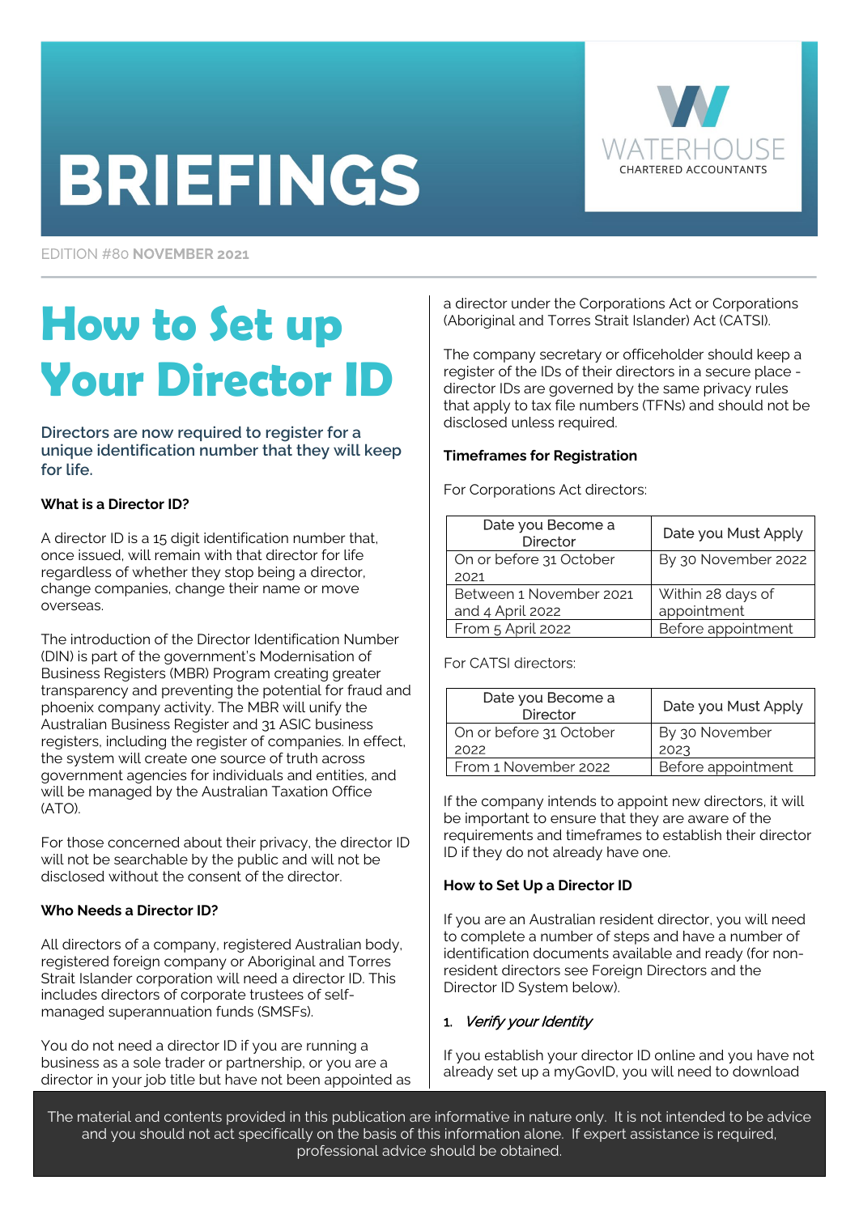# BRIEFINGS

WATERHOUSE CHARTERED ACCOUNTANTS

EDITION #80 **NOVEMBER 2021**

## How to Set up Your Director ID

**Directors are now required to register for a unique identification number that they will keep for life.**

### What is a Director ID?

A director ID is a 15 digit identification number that, once issued, will remain with that director for life regardless of whether they stop being a director, change companies, change their name or move overseas.

The introduction of the Director Identification Number (DIN) is part of the government's Modernisation of Business Registers (MBR) Program creating greater transparency and preventing the potential for fraud and phoenix company activity. The MBR will unify the Australian Business Register and 31 ASIC business registers, including the register of companies. In effect, the system will create one source of truth across government agencies for individuals and entities, and will be managed by the Australian Taxation Office (ATO).

For those concerned about their privacy, the director ID will not be searchable by the public and will not be disclosed without the consent of the director.

### Who Needs a Director ID?

All directors of a company, registered Australian body, registered foreign company or Aboriginal and Torres Strait Islander corporation will need a director ID. This includes directors of corporate trustees of self-managed superannuation funds (SMSFs).

You do not need a director ID if you are running a business as a sole trader or partnership, or you are a director in your job title but have not been appointed as a director under the Corporations Act or Corporations (Aboriginal and Torres Strait Islander) Act (CATSI).

The company secretary or officeholder should keep a register of the IDs of their directors in a secure place - director IDs are governed by the same privacy rules that apply to tax file numbers (TFNs) and should not be disclosed unless required.

### Timeframes for Registration

For Corporations Act directors:

| Date you Become a Director | Date you Must Apply |
|---|---|
| On or before 31 October 2021 | By 30 November 2022 |
| Between 1 November 2021 and 4 April 2022 | Within 28 days of appointment |
| From 5 April 2022 | Before appointment |

For CATSI directors:

| Date you Become a Director | Date you Must Apply |
|---|---|
| On or before 31 October 2022 | By 30 November 2023 |
| From 1 November 2022 | Before appointment |

If the company intends to appoint new directors, it will be important to ensure that they are aware of the requirements and timeframes to establish their director ID if they do not already have one.

### How to Set Up a Director ID

If you are an Australian resident director, you will need to complete a number of steps and have a number of identification documents available and ready (for non-resident directors see Foreign Directors and the Director ID System below).

1. *Verify your Identity*

If you establish your director ID online and you have not already set up a myGovID, you will need to download

The material and contents provided in this publication are informative in nature only. It is not intended to be advice and you should not act specifically on the basis of this information alone. If expert assistance is required, professional advice should be obtained.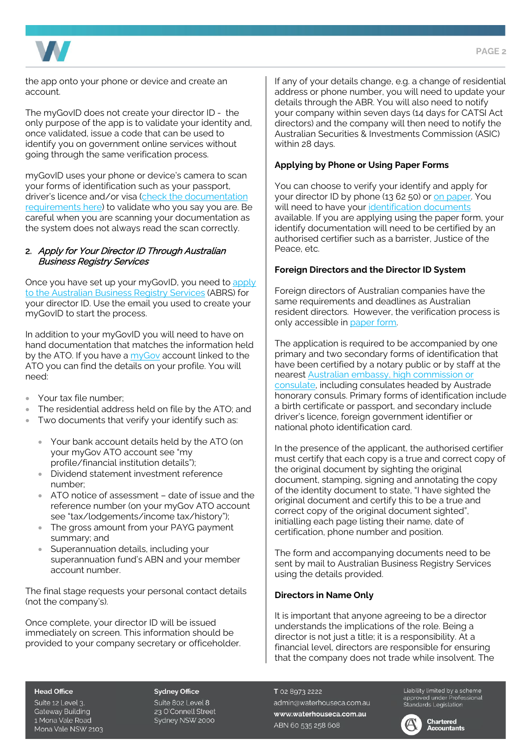the app onto your phone or device and create an account.

The myGovID does not create your director ID - the only purpose of the app is to validate your identity and, once validated, issue a code that can be used to identify you on government online services without going through the same verification process.

myGovID uses your phone or device's camera to scan your forms of identification such as your passport, driver's licence and/or visa (check the documentation requirements here) to validate who you say you are. Be careful when you are scanning your documentation as the system does not always read the scan correctly.

2. *Apply for Your Director ID Through Australian Business Registry Services*

Once you have set up your myGovID, you need to apply to the Australian Business Registry Services (ABRS) for your director ID. Use the email you used to create your myGovID to start the process.

In addition to your myGovID you will need to have on hand documentation that matches the information held by the ATO. If you have a myGov account linked to the ATO you can find the details on your profile. You will need:

- Your tax file number;
- The residential address held on file by the ATO; and
- Two documents that verify your identify such as:
  - Your bank account details held by the ATO (on your myGov ATO account see "my profile/financial institution details");
  - Dividend statement investment reference number;
  - ATO notice of assessment – date of issue and the reference number (on your myGov ATO account see "tax/lodgements/income tax/history");
  - The gross amount from your PAYG payment summary; and
  - Superannuation details, including your superannuation fund's ABN and your member account number.

The final stage requests your personal contact details (not the company's).

Once complete, your director ID will be issued immediately on screen. This information should be provided to your company secretary or officeholder.

If any of your details change, e.g. a change of residential address or phone number, you will need to update your details through the ABR. You will also need to notify your company within seven days (14 days for CATSI Act directors) and the company will then need to notify the Australian Securities & Investments Commission (ASIC) within 28 days.

**Applying by Phone or Using Paper Forms**

You can choose to verify your identify and apply for your director ID by phone (13 62 50) or on paper. You will need to have your identification documents available. If you are applying using the paper form, your identify documentation will need to be certified by an authorised certifier such as a barrister, Justice of the Peace, etc.

**Foreign Directors and the Director ID System**

Foreign directors of Australian companies have the same requirements and deadlines as Australian resident directors. However, the verification process is only accessible in paper form.

The application is required to be accompanied by one primary and two secondary forms of identification that have been certified by a notary public or by staff at the nearest Australian embassy, high commission or consulate, including consulates headed by Austrade honorary consuls. Primary forms of identification include a birth certificate or passport, and secondary include driver's licence, foreign government identifier or national photo identification card.

In the presence of the applicant, the authorised certifier must certify that each copy is a true and correct copy of the original document by sighting the original document, stamping, signing and annotating the copy of the identity document to state, "I have sighted the original document and certify this to be a true and correct copy of the original document sighted", initialling each page listing their name, date of certification, phone number and position.

The form and accompanying documents need to be sent by mail to Australian Business Registry Services using the details provided.

**Directors in Name Only**

It is important that anyone agreeing to be a director understands the implications of the role. Being a director is not just a title; it is a responsibility. At a financial level, directors are responsible for ensuring that the company does not trade while insolvent. The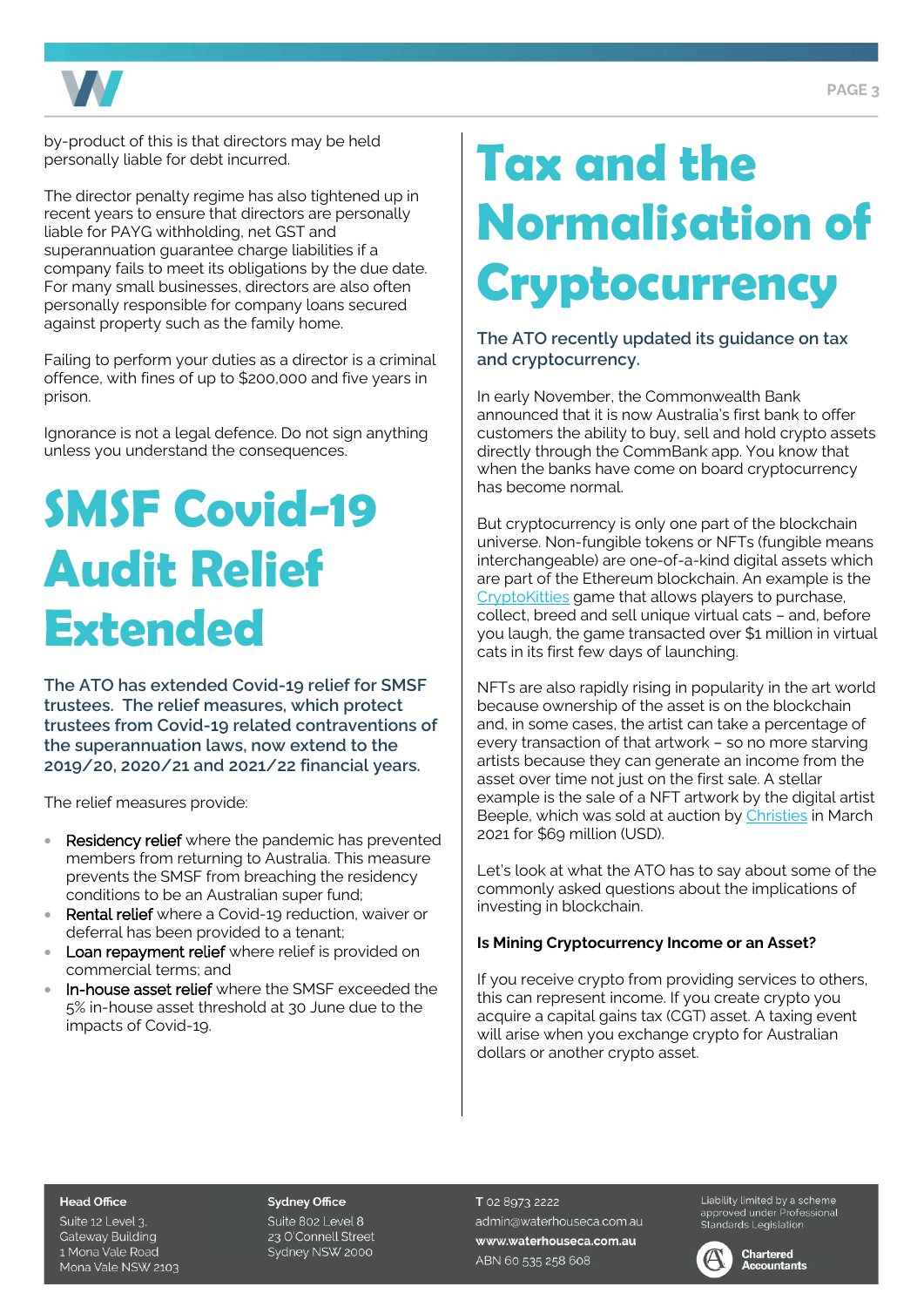by-product of this is that directors may be held personally liable for debt incurred.

The director penalty regime has also tightened up in recent years to ensure that directors are personally liable for PAYG withholding, net GST and superannuation guarantee charge liabilities if a company fails to meet its obligations by the due date. For many small businesses, directors are also often personally responsible for company loans secured against property such as the family home.

Failing to perform your duties as a director is a criminal offence, with fines of up to $200,000 and five years in prison.

Ignorance is not a legal defence. Do not sign anything unless you understand the consequences.

# SMSF Covid-19 Audit Relief Extended

**The ATO has extended Covid-19 relief for SMSF trustees. The relief measures, which protect trustees from Covid-19 related contraventions of the superannuation laws, now extend to the 2019/20, 2020/21 and 2021/22 financial years.**

The relief measures provide:

- Residency relief where the pandemic has prevented members from returning to Australia. This measure prevents the SMSF from breaching the residency conditions to be an Australian super fund;
- Rental relief where a Covid-19 reduction, waiver or deferral has been provided to a tenant;
- Loan repayment relief where relief is provided on commercial terms; and
- In-house asset relief where the SMSF exceeded the 5% in-house asset threshold at 30 June due to the impacts of Covid-19.

# Tax and the Normalisation of Cryptocurrency

**The ATO recently updated its guidance on tax and cryptocurrency.**

In early November, the Commonwealth Bank announced that it is now Australia's first bank to offer customers the ability to buy, sell and hold crypto assets directly through the CommBank app. You know that when the banks have come on board cryptocurrency has become normal.

But cryptocurrency is only one part of the blockchain universe. Non-fungible tokens or NFTs (fungible means interchangeable) are one-of-a-kind digital assets which are part of the Ethereum blockchain. An example is the CryptoKitties game that allows players to purchase, collect, breed and sell unique virtual cats – and, before you laugh, the game transacted over $1 million in virtual cats in its first few days of launching.

NFTs are also rapidly rising in popularity in the art world because ownership of the asset is on the blockchain and, in some cases, the artist can take a percentage of every transaction of that artwork – so no more starving artists because they can generate an income from the asset over time not just on the first sale. A stellar example is the sale of a NFT artwork by the digital artist Beeple, which was sold at auction by Christies in March 2021 for $69 million (USD).

Let's look at what the ATO has to say about some of the commonly asked questions about the implications of investing in blockchain.

**Is Mining Cryptocurrency Income or an Asset?**

If you receive crypto from providing services to others, this can represent income. If you create crypto you acquire a capital gains tax (CGT) asset. A taxing event will arise when you exchange crypto for Australian dollars or another crypto asset.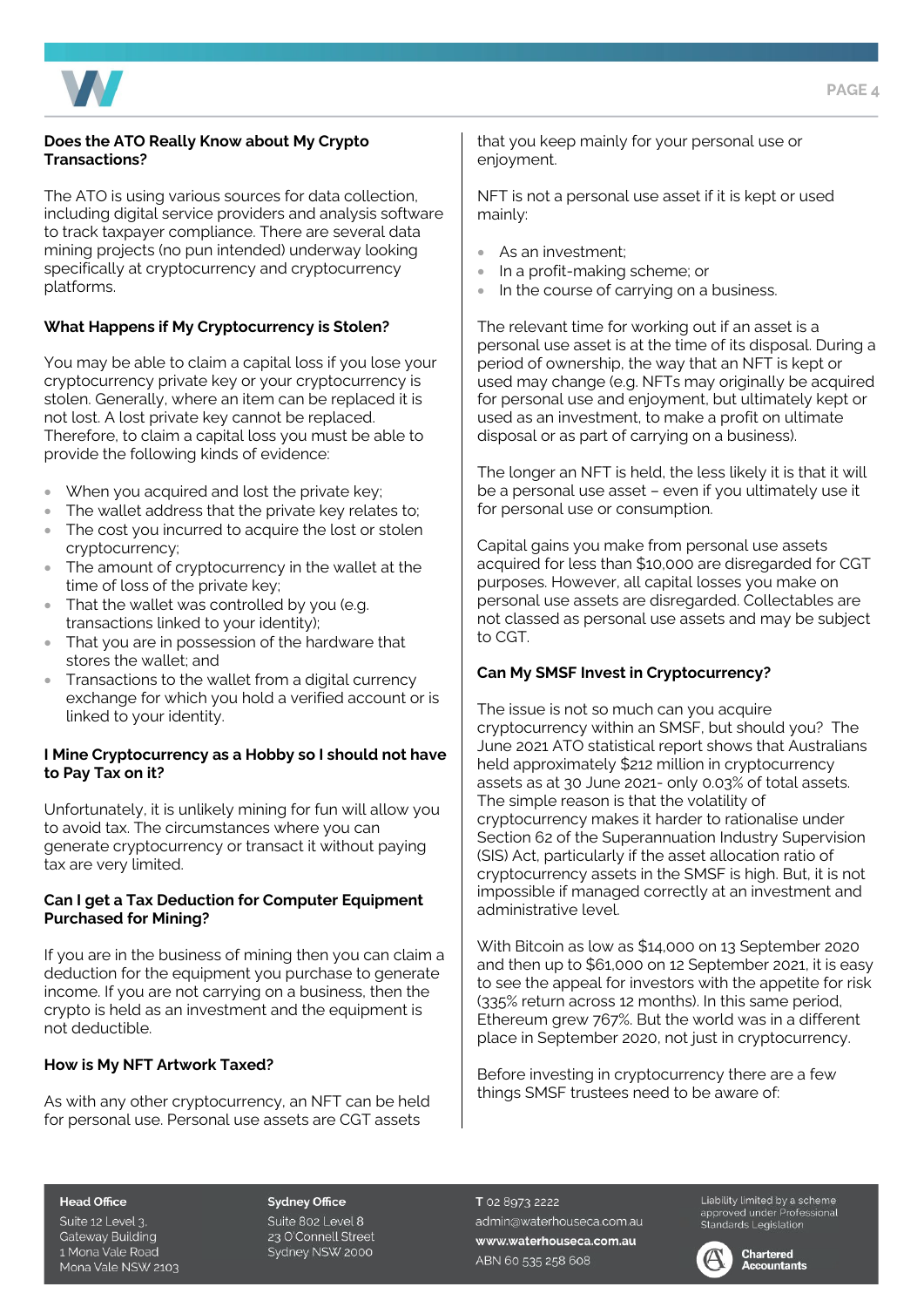### Does the ATO Really Know about My Crypto Transactions?

The ATO is using various sources for data collection, including digital service providers and analysis software to track taxpayer compliance. There are several data mining projects (no pun intended) underway looking specifically at cryptocurrency and cryptocurrency platforms.

### What Happens if My Cryptocurrency is Stolen?

You may be able to claim a capital loss if you lose your cryptocurrency private key or your cryptocurrency is stolen. Generally, where an item can be replaced it is not lost. A lost private key cannot be replaced. Therefore, to claim a capital loss you must be able to provide the following kinds of evidence:

- When you acquired and lost the private key;
- The wallet address that the private key relates to;
- The cost you incurred to acquire the lost or stolen cryptocurrency;
- The amount of cryptocurrency in the wallet at the time of loss of the private key;
- That the wallet was controlled by you (e.g. transactions linked to your identity);
- That you are in possession of the hardware that stores the wallet; and
- Transactions to the wallet from a digital currency exchange for which you hold a verified account or is linked to your identity.

### I Mine Cryptocurrency as a Hobby so I should not have to Pay Tax on it?

Unfortunately, it is unlikely mining for fun will allow you to avoid tax. The circumstances where you can generate cryptocurrency or transact it without paying tax are very limited.

### Can I get a Tax Deduction for Computer Equipment Purchased for Mining?

If you are in the business of mining then you can claim a deduction for the equipment you purchase to generate income. If you are not carrying on a business, then the crypto is held as an investment and the equipment is not deductible.

### How is My NFT Artwork Taxed?

As with any other cryptocurrency, an NFT can be held for personal use. Personal use assets are CGT assets that you keep mainly for your personal use or enjoyment.

NFT is not a personal use asset if it is kept or used mainly:

- As an investment;
- In a profit-making scheme; or
- In the course of carrying on a business.

The relevant time for working out if an asset is a personal use asset is at the time of its disposal. During a period of ownership, the way that an NFT is kept or used may change (e.g. NFTs may originally be acquired for personal use and enjoyment, but ultimately kept or used as an investment, to make a profit on ultimate disposal or as part of carrying on a business).

The longer an NFT is held, the less likely it is that it will be a personal use asset – even if you ultimately use it for personal use or consumption.

Capital gains you make from personal use assets acquired for less than $10,000 are disregarded for CGT purposes. However, all capital losses you make on personal use assets are disregarded. Collectables are not classed as personal use assets and may be subject to CGT.

### Can My SMSF Invest in Cryptocurrency?

The issue is not so much can you acquire cryptocurrency within an SMSF, but should you? The June 2021 ATO statistical report shows that Australians held approximately $212 million in cryptocurrency assets as at 30 June 2021- only 0.03% of total assets. The simple reason is that the volatility of cryptocurrency makes it harder to rationalise under Section 62 of the Superannuation Industry Supervision (SIS) Act, particularly if the asset allocation ratio of cryptocurrency assets in the SMSF is high. But, it is not impossible if managed correctly at an investment and administrative level.

With Bitcoin as low as $14,000 on 13 September 2020 and then up to $61,000 on 12 September 2021, it is easy to see the appeal for investors with the appetite for risk (335% return across 12 months). In this same period, Ethereum grew 767%. But the world was in a different place in September 2020, not just in cryptocurrency.

Before investing in cryptocurrency there are a few things SMSF trustees need to be aware of: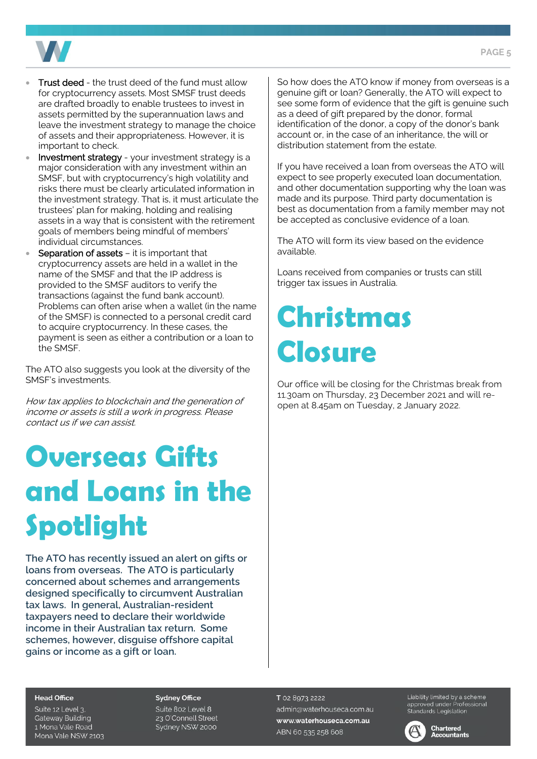- **Trust deed** - the trust deed of the fund must allow for cryptocurrency assets. Most SMSF trust deeds are drafted broadly to enable trustees to invest in assets permitted by the superannuation laws and leave the investment strategy to manage the choice of assets and their appropriateness. However, it is important to check.
- **Investment strategy** - your investment strategy is a major consideration with any investment within an SMSF, but with cryptocurrency's high volatility and risks there must be clearly articulated information in the investment strategy. That is, it must articulate the trustees' plan for making, holding and realising assets in a way that is consistent with the retirement goals of members being mindful of members' individual circumstances.
- **Separation of assets** – it is important that cryptocurrency assets are held in a wallet in the name of the SMSF and that the IP address is provided to the SMSF auditors to verify the transactions (against the fund bank account). Problems can often arise when a wallet (in the name of the SMSF) is connected to a personal credit card to acquire cryptocurrency. In these cases, the payment is seen as either a contribution or a loan to the SMSF.

The ATO also suggests you look at the diversity of the SMSF's investments.

*How tax applies to blockchain and the generation of income or assets is still a work in progress. Please contact us if we can assist.*

# Overseas Gifts and Loans in the Spotlight

**The ATO has recently issued an alert on gifts or loans from overseas. The ATO is particularly concerned about schemes and arrangements designed specifically to circumvent Australian tax laws. In general, Australian-resident taxpayers need to declare their worldwide income in their Australian tax return. Some schemes, however, disguise offshore capital gains or income as a gift or loan.**

So how does the ATO know if money from overseas is a genuine gift or loan? Generally, the ATO will expect to see some form of evidence that the gift is genuine such as a deed of gift prepared by the donor, formal identification of the donor, a copy of the donor's bank account or, in the case of an inheritance, the will or distribution statement from the estate.

If you have received a loan from overseas the ATO will expect to see properly executed loan documentation, and other documentation supporting why the loan was made and its purpose. Third party documentation is best as documentation from a family member may not be accepted as conclusive evidence of a loan.

The ATO will form its view based on the evidence available.

Loans received from companies or trusts can still trigger tax issues in Australia.

# Christmas Closure

Our office will be closing for the Christmas break from 11.30am on Thursday, 23 December 2021 and will re-open at 8.45am on Tuesday, 2 January 2022.

**Head Office**
Suite 12 Level 3,
Gateway Building
1 Mona Vale Road
Mona Vale NSW 2103

**Sydney Office**
Suite 802 Level 8
23 O'Connell Street
Sydney NSW 2000

**T** 02 8973 2222
admin@waterhouseca.com.au
**www.waterhouseca.com.au**
ABN 60 535 258 608

Liability limited by a scheme approved under Professional Standards Legislation

Chartered Accountants